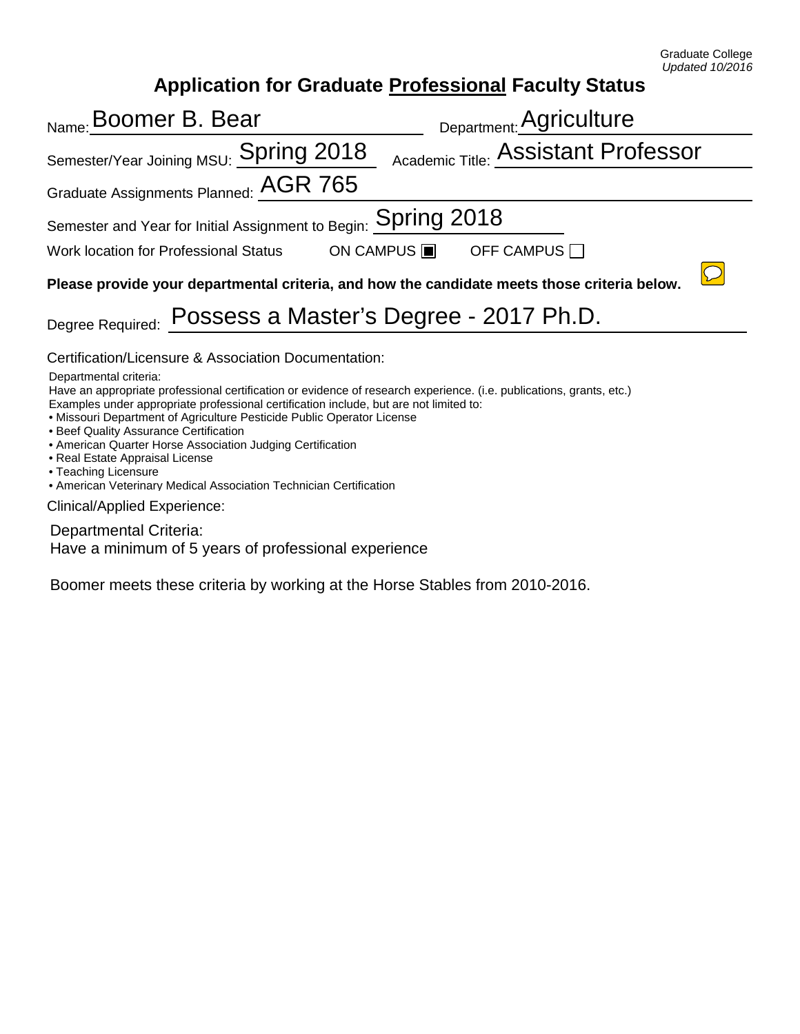Graduate College
*Updated 10/2016*

# Application for Graduate Professional Faculty Status

Name: Boomer B. Bear

Department: Agriculture

Semester/Year Joining MSU: Spring 2018

Academic Title: Assistant Professor

Graduate Assignments Planned: AGR 765

Semester and Year for Initial Assignment to Begin: Spring 2018

Work location for Professional Status ON CAMPUS ☒ OFF CAMPUS ☐

**Please provide your departmental criteria, and how the candidate meets those criteria below.**

Degree Required: Possess a Master's Degree - 2017 Ph.D.

Certification/Licensure & Association Documentation:

Departmental criteria:
Have an appropriate professional certification or evidence of research experience. (i.e. publications, grants, etc.)
Examples under appropriate professional certification include, but are not limited to:

- Missouri Department of Agriculture Pesticide Public Operator License
- Beef Quality Assurance Certification
- American Quarter Horse Association Judging Certification
- Real Estate Appraisal License
- Teaching Licensure
- American Veterinary Medical Association Technician Certification

Clinical/Applied Experience:

Departmental Criteria:
Have a minimum of 5 years of professional experience

Boomer meets these criteria by working at the Horse Stables from 2010-2016.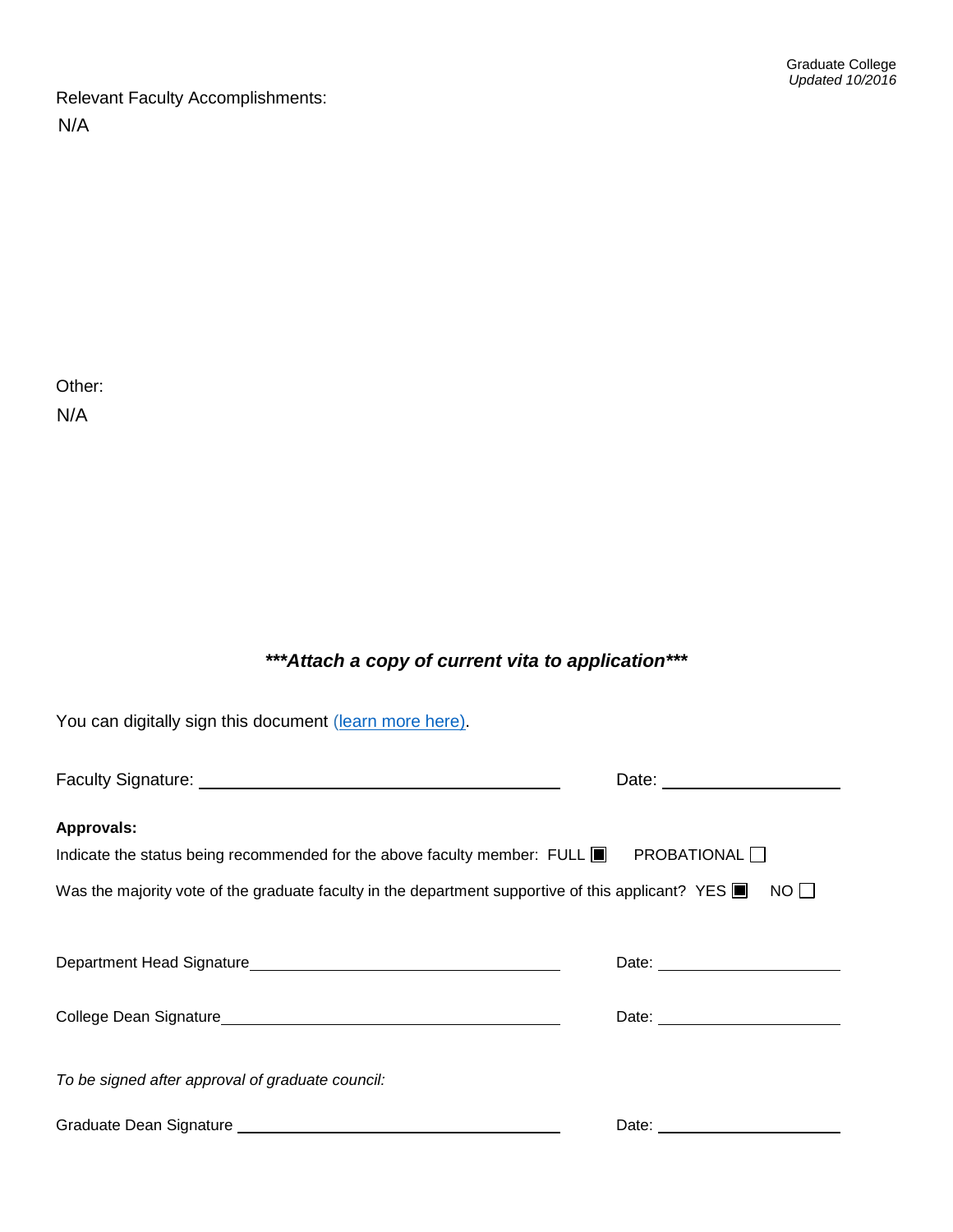Relevant Faculty Accomplishments:

N/A

Other:

N/A

***Attach a copy of current vita to application***

You can digitally sign this document (learn more here).

Faculty Signature: ______________________________ Date: ______________

**Approvals:**

Indicate the status being recommended for the above faculty member: FULL ■ PROBATIONAL ☐

Was the majority vote of the graduate faculty in the department supportive of this applicant? YES ■ NO ☐

Department Head Signature______________________________ Date: ______________

College Dean Signature______________________________ Date: ______________

*To be signed after approval of graduate council:*

Graduate Dean Signature ______________________________ Date: ______________